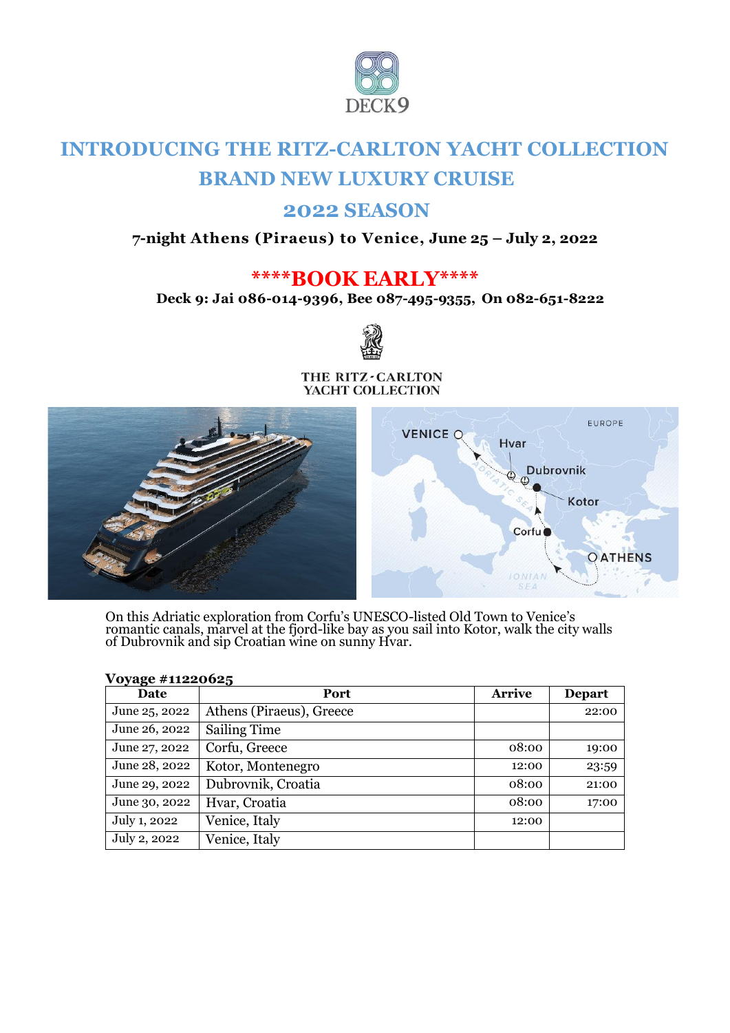DECK9

# INTRODUCING THE RITZ-CARLTON YACHT COLLECTION

# BRAND NEW LUXURY CRUISE

# 2022 SEASON

**7-night Athens (Piraeus) to Venice, June 25 – July 2, 2022**

## ****BOOK EARLY****

**Deck 9: Jai 086-014-9396, Bee 087-495-9355, On 082-651-8222**

THE RITZ-CARLTON YACHT COLLECTION

On this Adriatic exploration from Corfu's UNESCO-listed Old Town to Venice's romantic canals, marvel at the fjord-like bay as you sail into Kotor, walk the city walls of Dubrovnik and sip Croatian wine on sunny Hvar.

**Voyage #11220625**

| Date | Port | Arrive | Depart |
|---|---|---|---|
| June 25, 2022 | Athens (Piraeus), Greece | | 22:00 |
| June 26, 2022 | Sailing Time | | |
| June 27, 2022 | Corfu, Greece | 08:00 | 19:00 |
| June 28, 2022 | Kotor, Montenegro | 12:00 | 23:59 |
| June 29, 2022 | Dubrovnik, Croatia | 08:00 | 21:00 |
| June 30, 2022 | Hvar, Croatia | 08:00 | 17:00 |
| July 1, 2022 | Venice, Italy | 12:00 | |
| July 2, 2022 | Venice, Italy | | |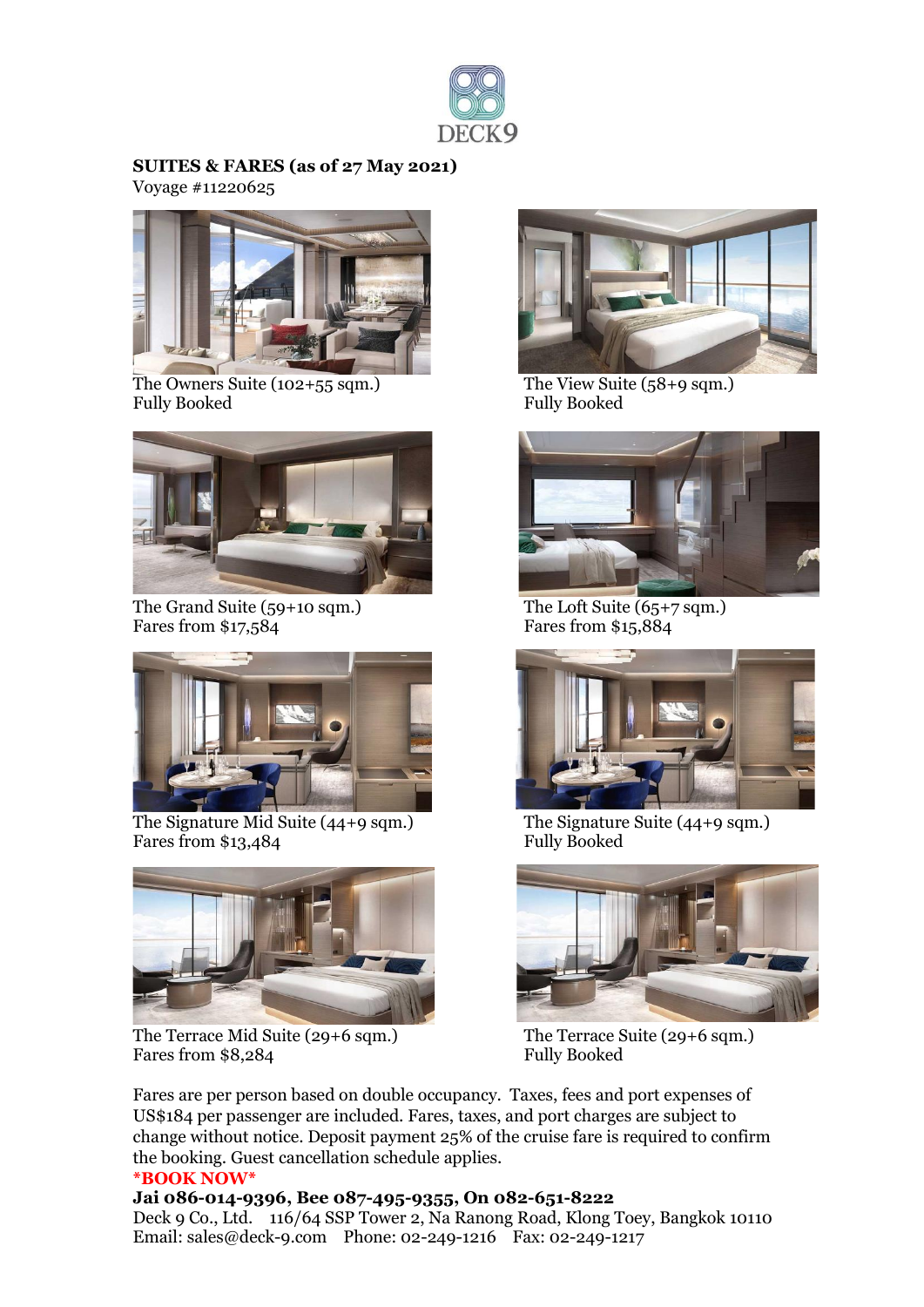DECK9

**SUITES & FARES (as of 27 May 2021)**
Voyage #11220625

The Owners Suite (102+55 sqm.)
Fully Booked

The View Suite (58+9 sqm.)
Fully Booked

The Grand Suite (59+10 sqm.)
Fares from $17,584

The Loft Suite (65+7 sqm.)
Fares from $15,884

The Signature Mid Suite (44+9 sqm.)
Fares from $13,484

The Signature Suite (44+9 sqm.)
Fully Booked

The Terrace Mid Suite (29+6 sqm.)
Fares from $8,284

The Terrace Suite (29+6 sqm.)
Fully Booked

Fares are per person based on double occupancy. Taxes, fees and port expenses of US$184 per passenger are included. Fares, taxes, and port charges are subject to change without notice. Deposit payment 25% of the cruise fare is required to confirm the booking. Guest cancellation schedule applies.

**\*BOOK NOW\***

**Jai 086-014-9396, Bee 087-495-9355, On 082-651-8222**

Deck 9 Co., Ltd. 116/64 SSP Tower 2, Na Ranong Road, Klong Toey, Bangkok 10110
Email: sales@deck-9.com Phone: 02-249-1216 Fax: 02-249-1217